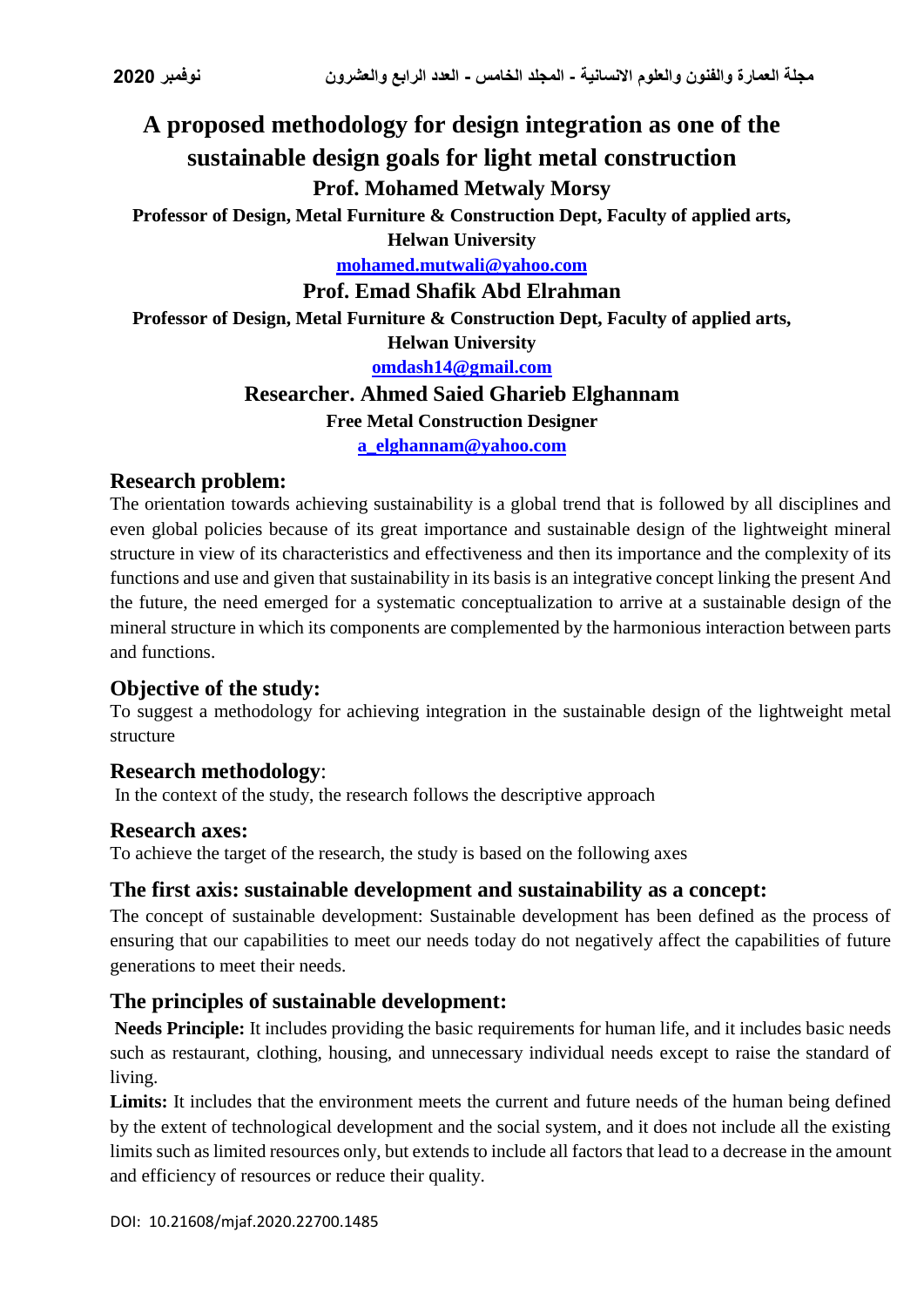# A proposed methodology for design integration as one of the sustainable design goals for light metal construction

**Prof. Mohamed Metwaly Morsy**

**Professor of Design, Metal Furniture & Construction Dept, Faculty of applied arts, Helwan University**

**mohamed.mutwali@yahoo.com**

**Prof. Emad Shafik Abd Elrahman**

**Professor of Design, Metal Furniture & Construction Dept, Faculty of applied arts, Helwan University**

**omdash14@gmail.com**

**Researcher. Ahmed Saied Gharieb Elghannam**

**Free Metal Construction Designer**

**a_elghannam@yahoo.com**

## Research problem:

The orientation towards achieving sustainability is a global trend that is followed by all disciplines and even global policies because of its great importance and sustainable design of the lightweight mineral structure in view of its characteristics and effectiveness and then its importance and the complexity of its functions and use and given that sustainability in its basis is an integrative concept linking the present And the future, the need emerged for a systematic conceptualization to arrive at a sustainable design of the mineral structure in which its components are complemented by the harmonious interaction between parts and functions.

## Objective of the study:

To suggest a methodology for achieving integration in the sustainable design of the lightweight metal structure

## Research methodology:

In the context of the study, the research follows the descriptive approach

## Research axes:

To achieve the target of the research, the study is based on the following axes

## The first axis: sustainable development and sustainability as a concept:

The concept of sustainable development: Sustainable development has been defined as the process of ensuring that our capabilities to meet our needs today do not negatively affect the capabilities of future generations to meet their needs.

## The principles of sustainable development:

**Needs Principle:** It includes providing the basic requirements for human life, and it includes basic needs such as restaurant, clothing, housing, and unnecessary individual needs except to raise the standard of living.

**Limits:** It includes that the environment meets the current and future needs of the human being defined by the extent of technological development and the social system, and it does not include all the existing limits such as limited resources only, but extends to include all factors that lead to a decrease in the amount and efficiency of resources or reduce their quality.

DOI: 10.21608/mjaf.2020.22700.1485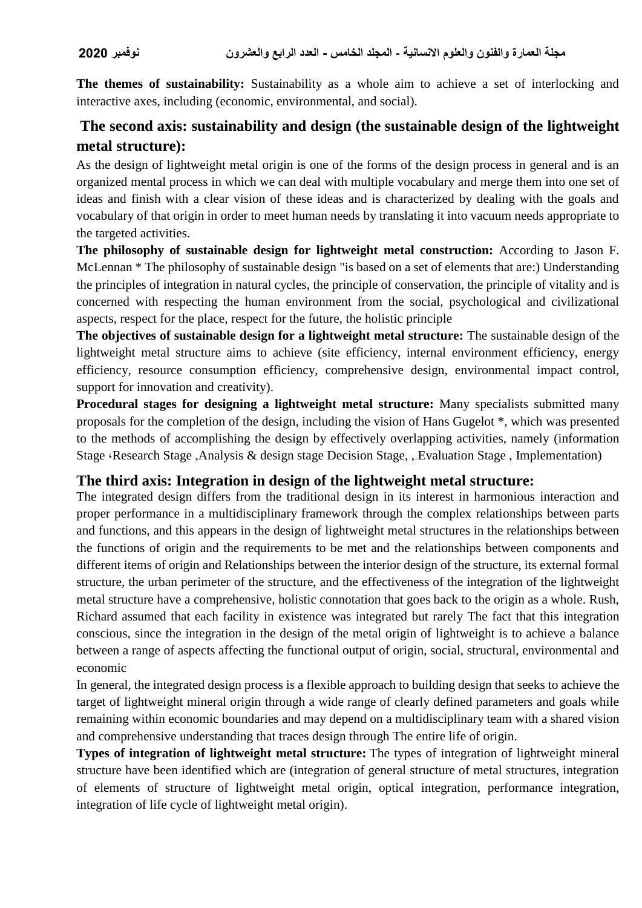**The themes of sustainability:** Sustainability as a whole aim to achieve a set of interlocking and interactive axes, including (economic, environmental, and social).

## The second axis: sustainability and design (the sustainable design of the lightweight metal structure):

As the design of lightweight metal origin is one of the forms of the design process in general and is an organized mental process in which we can deal with multiple vocabulary and merge them into one set of ideas and finish with a clear vision of these ideas and is characterized by dealing with the goals and vocabulary of that origin in order to meet human needs by translating it into vacuum needs appropriate to the targeted activities.

**The philosophy of sustainable design for lightweight metal construction:** According to Jason F. McLennan * The philosophy of sustainable design "is based on a set of elements that are:) Understanding the principles of integration in natural cycles, the principle of conservation, the principle of vitality and is concerned with respecting the human environment from the social, psychological and civilizational aspects, respect for the place, respect for the future, the holistic principle

**The objectives of sustainable design for a lightweight metal structure:** The sustainable design of the lightweight metal structure aims to achieve (site efficiency, internal environment efficiency, energy efficiency, resource consumption efficiency, comprehensive design, environmental impact control, support for innovation and creativity).

**Procedural stages for designing a lightweight metal structure:** Many specialists submitted many proposals for the completion of the design, including the vision of Hans Gugelot *, which was presented to the methods of accomplishing the design by effectively overlapping activities, namely (information Stage ،Research Stage ,Analysis & design stage Decision Stage, ,.Evaluation Stage , Implementation)

## The third axis: Integration in design of the lightweight metal structure:

The integrated design differs from the traditional design in its interest in harmonious interaction and proper performance in a multidisciplinary framework through the complex relationships between parts and functions, and this appears in the design of lightweight metal structures in the relationships between the functions of origin and the requirements to be met and the relationships between components and different items of origin and Relationships between the interior design of the structure, its external formal structure, the urban perimeter of the structure, and the effectiveness of the integration of the lightweight metal structure have a comprehensive, holistic connotation that goes back to the origin as a whole. Rush, Richard assumed that each facility in existence was integrated but rarely The fact that this integration conscious, since the integration in the design of the metal origin of lightweight is to achieve a balance between a range of aspects affecting the functional output of origin, social, structural, environmental and economic

In general, the integrated design process is a flexible approach to building design that seeks to achieve the target of lightweight mineral origin through a wide range of clearly defined parameters and goals while remaining within economic boundaries and may depend on a multidisciplinary team with a shared vision and comprehensive understanding that traces design through The entire life of origin.

**Types of integration of lightweight metal structure:** The types of integration of lightweight mineral structure have been identified which are (integration of general structure of metal structures, integration of elements of structure of lightweight metal origin, optical integration, performance integration, integration of life cycle of lightweight metal origin).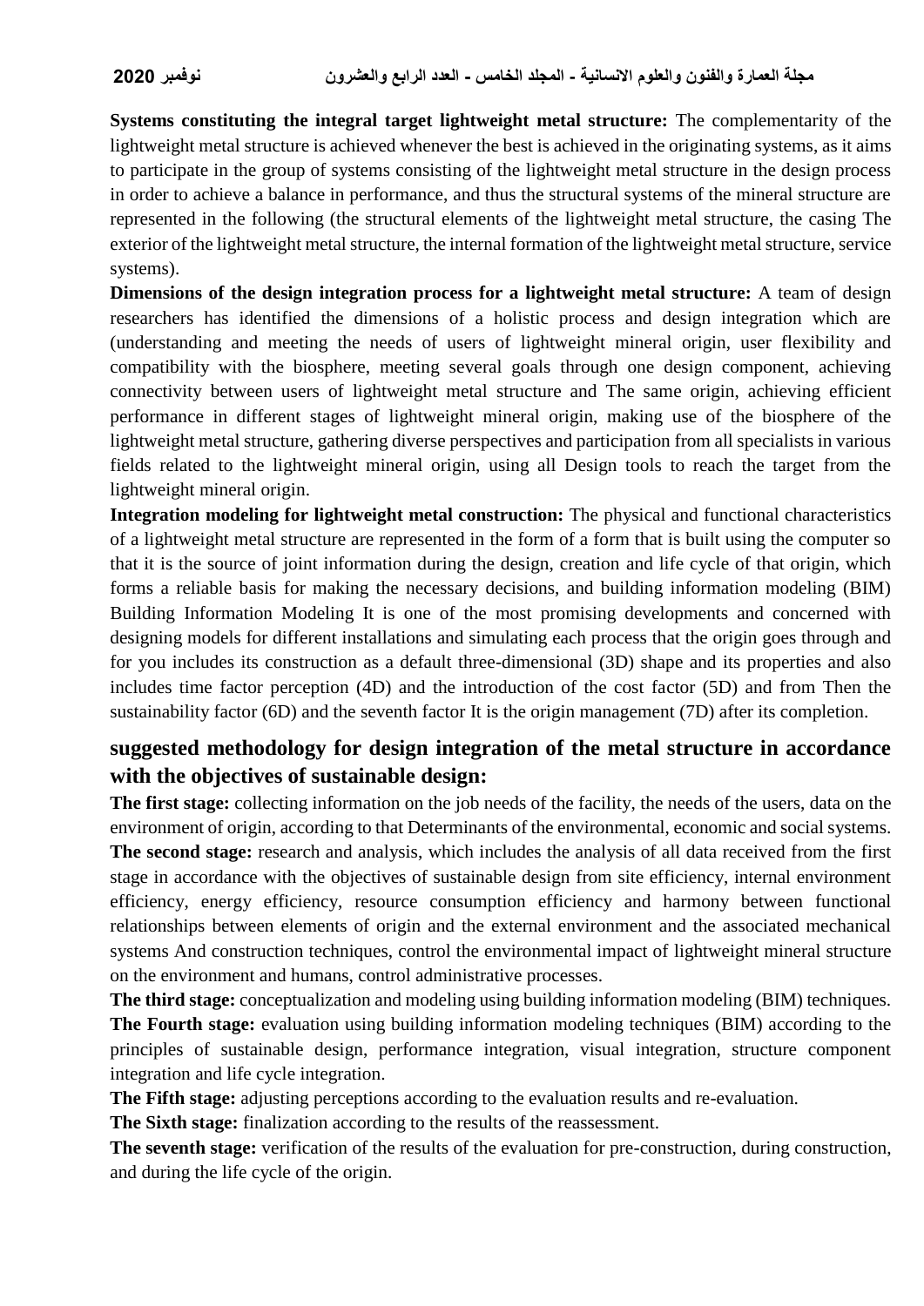**Systems constituting the integral target lightweight metal structure:** The complementarity of the lightweight metal structure is achieved whenever the best is achieved in the originating systems, as it aims to participate in the group of systems consisting of the lightweight metal structure in the design process in order to achieve a balance in performance, and thus the structural systems of the mineral structure are represented in the following (the structural elements of the lightweight metal structure, the casing The exterior of the lightweight metal structure, the internal formation of the lightweight metal structure, service systems).

**Dimensions of the design integration process for a lightweight metal structure:** A team of design researchers has identified the dimensions of a holistic process and design integration which are (understanding and meeting the needs of users of lightweight mineral origin, user flexibility and compatibility with the biosphere, meeting several goals through one design component, achieving connectivity between users of lightweight metal structure and The same origin, achieving efficient performance in different stages of lightweight mineral origin, making use of the biosphere of the lightweight metal structure, gathering diverse perspectives and participation from all specialists in various fields related to the lightweight mineral origin, using all Design tools to reach the target from the lightweight mineral origin.

**Integration modeling for lightweight metal construction:** The physical and functional characteristics of a lightweight metal structure are represented in the form of a form that is built using the computer so that it is the source of joint information during the design, creation and life cycle of that origin, which forms a reliable basis for making the necessary decisions, and building information modeling (BIM) Building Information Modeling It is one of the most promising developments and concerned with designing models for different installations and simulating each process that the origin goes through and for you includes its construction as a default three-dimensional (3D) shape and its properties and also includes time factor perception (4D) and the introduction of the cost factor (5D) and from Then the sustainability factor (6D) and the seventh factor It is the origin management (7D) after its completion.

## suggested methodology for design integration of the metal structure in accordance with the objectives of sustainable design:

**The first stage:** collecting information on the job needs of the facility, the needs of the users, data on the environment of origin, according to that Determinants of the environmental, economic and social systems.

**The second stage:** research and analysis, which includes the analysis of all data received from the first stage in accordance with the objectives of sustainable design from site efficiency, internal environment efficiency, energy efficiency, resource consumption efficiency and harmony between functional relationships between elements of origin and the external environment and the associated mechanical systems And construction techniques, control the environmental impact of lightweight mineral structure on the environment and humans, control administrative processes.

**The third stage:** conceptualization and modeling using building information modeling (BIM) techniques.

**The Fourth stage:** evaluation using building information modeling techniques (BIM) according to the principles of sustainable design, performance integration, visual integration, structure component integration and life cycle integration.

**The Fifth stage:** adjusting perceptions according to the evaluation results and re-evaluation.

**The Sixth stage:** finalization according to the results of the reassessment.

**The seventh stage:** verification of the results of the evaluation for pre-construction, during construction, and during the life cycle of the origin.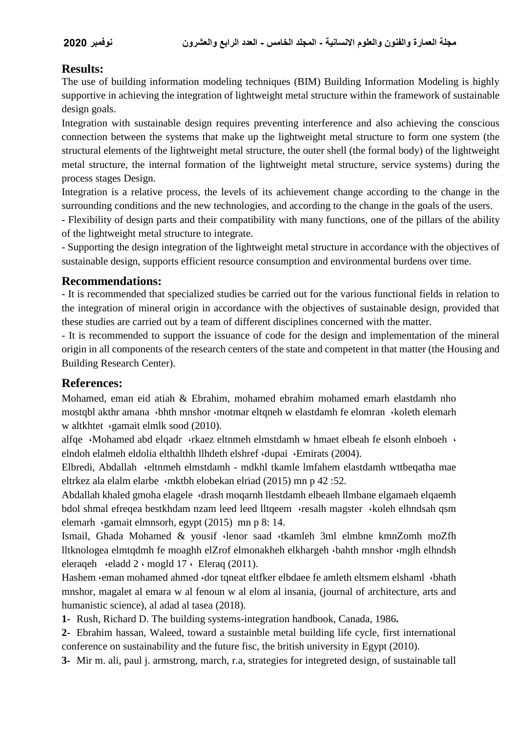## Results:

The use of building information modeling techniques (BIM) Building Information Modeling is highly supportive in achieving the integration of lightweight metal structure within the framework of sustainable design goals.

Integration with sustainable design requires preventing interference and also achieving the conscious connection between the systems that make up the lightweight metal structure to form one system (the structural elements of the lightweight metal structure, the outer shell (the formal body) of the lightweight metal structure, the internal formation of the lightweight metal structure, service systems) during the process stages Design.

Integration is a relative process, the levels of its achievement change according to the change in the surrounding conditions and the new technologies, and according to the change in the goals of the users.

- Flexibility of design parts and their compatibility with many functions, one of the pillars of the ability of the lightweight metal structure to integrate.
- Supporting the design integration of the lightweight metal structure in accordance with the objectives of sustainable design, supports efficient resource consumption and environmental burdens over time.

## Recommendations:

- It is recommended that specialized studies be carried out for the various functional fields in relation to the integration of mineral origin in accordance with the objectives of sustainable design, provided that these studies are carried out by a team of different disciplines concerned with the matter.
- It is recommended to support the issuance of code for the design and implementation of the mineral origin in all components of the research centers of the state and competent in that matter (the Housing and Building Research Center).

## References:

Mohamed, eman eid atiah & Ebrahim, mohamed ebrahim mohamed emarh elastdamh nho mostqbl akthr amana ،bhth mnshor ،motmar eltqneh w elastdamh fe elomran ،koleth elemarh w altkhtet ،gamait elmlk sood (2010).

alfqe ،Mohamed abd elqadr ،rkaez eltnmeh elmstdamh w hmaet elbeah fe elsonh elnboeh ، elndoh elalmeh eldolia elthalthh llhdeth elshref ،dupai ،Emirats (2004).

Elbredi, Abdallah ،eltnmeh elmstdamh - mdkhl tkamle lmfahem elastdamh wttbeqatha mae eltrkez ala elalm elarbe ،mktbh elobekan elriad (2015) mn p 42 :52.

Abdallah khaled gmoha elagele ،drash moqarnh llestdamh elbeaeh llmbane elgamaeh elqaemh bdol shmal efreqea bestkhdam nzam leed leed lltqeem ،resalh magster ،koleh elhndsah qsm elemarh ،gamait elmnsorh, egypt (2015) mn p 8: 14.

Ismail, Ghada Mohamed & yousif ،lenor saad ،tkamleh 3ml elmbne kmnZomh moZfh lltknologea elmtqdmh fe moaghh elZrof elmonakheh elkhargeh ،bahth mnshor ،mglh elhndsh eleraqeh ،eladd 2 ، mogld 17 ، Eleraq (2011).

Hashem ،eman mohamed ahmed ،dor tqneat eltfker elbdaee fe amleth eltsmem elshaml ،bhath mnshor, magalet al emara w al fenoun w al elom al insania, (journal of architecture, arts and humanistic science), al adad al tasea (2018).

**1-** Rush, Richard D. The building systems-integration handbook, Canada, 1986**.**

**2-** Ebrahim hassan, Waleed, toward a sustainble metal building life cycle, first international conference on sustainability and the future fisc, the british university in Egypt (2010).

**3-** Mir m. ali, paul j. armstrong, march, r.a, strategies for integreted design, of sustainable tall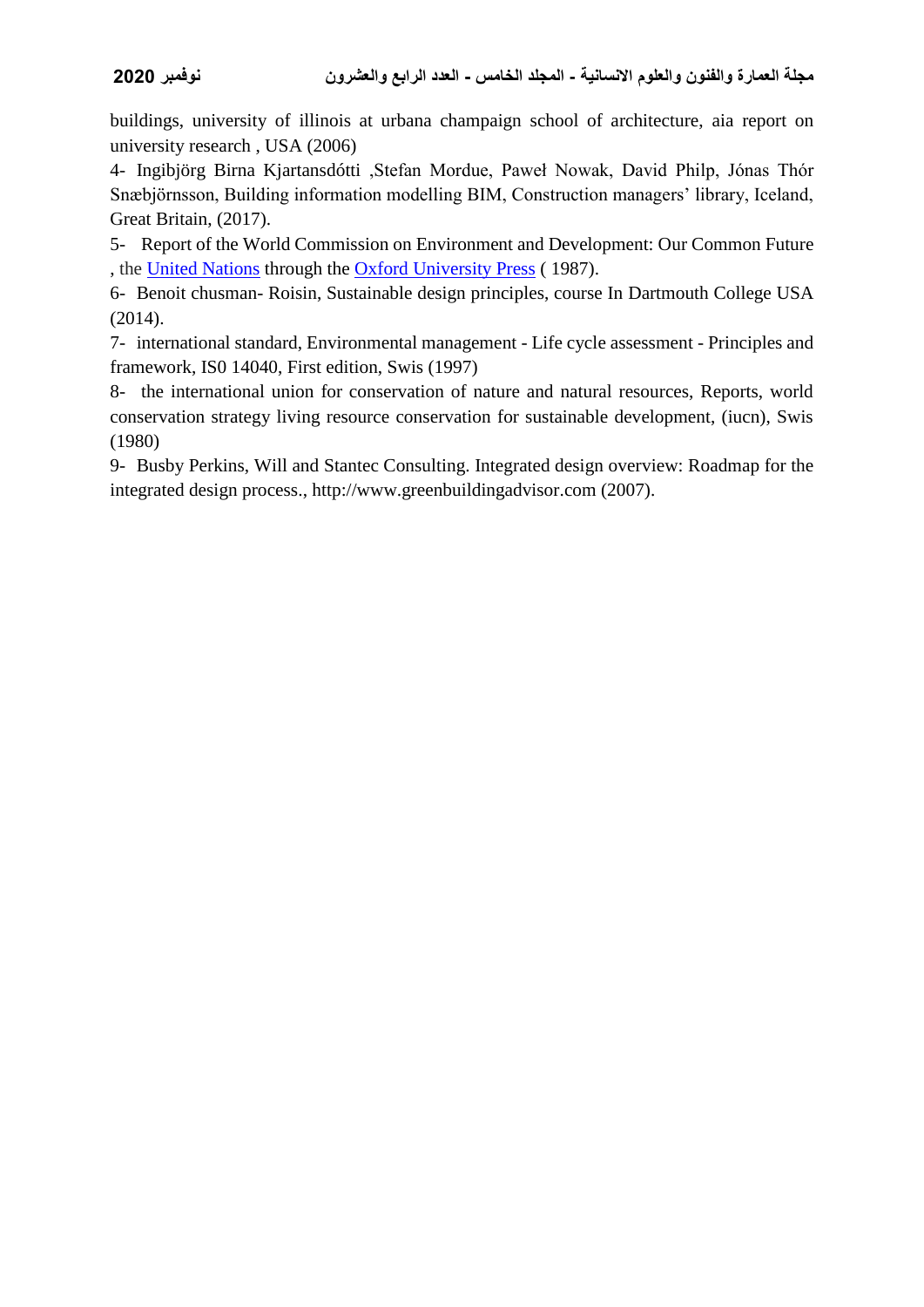buildings, university of illinois at urbana champaign school of architecture, aia report on university research , USA (2006)

4- Ingibjörg Birna Kjartansdótti ,Stefan Mordue, Paweł Nowak, David Philp, Jónas Thór Snæbjörnsson, Building information modelling BIM, Construction managers' library, Iceland, Great Britain, (2017).

5- Report of the World Commission on Environment and Development: Our Common Future , the United Nations through the Oxford University Press ( 1987).

6- Benoit chusman- Roisin, Sustainable design principles, course In Dartmouth College USA (2014).

7- international standard, Environmental management - Life cycle assessment - Principles and framework, IS0 14040, First edition, Swis (1997)

8- the international union for conservation of nature and natural resources, Reports, world conservation strategy living resource conservation for sustainable development, (iucn), Swis (1980)

9- Busby Perkins, Will and Stantec Consulting. Integrated design overview: Roadmap for the integrated design process., http://www.greenbuildingadvisor.com (2007).